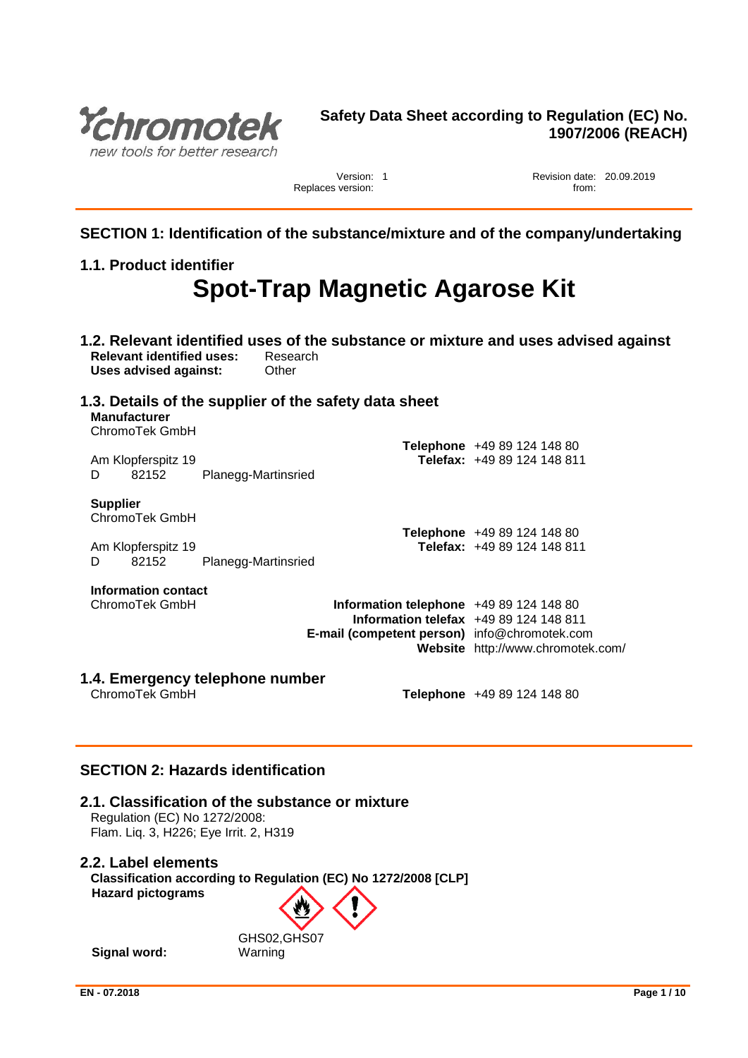# Safety Data Sheet according to Regulation (EC) No. 1907/2006 (REACH)

Version: 1
Replaces version:

Revision date: 20.09.2019
from:

## SECTION 1: Identification of the substance/mixture and of the company/undertaking

### 1.1. Product identifier

# Spot-Trap Magnetic Agarose Kit

### 1.2. Relevant identified uses of the substance or mixture and uses advised against

**Relevant identified uses:** Research
**Uses advised against:** Other

### 1.3. Details of the supplier of the safety data sheet

**Manufacturer**
ChromoTek GmbH

Am Klopferspitz 19
D 82152 Planegg-Martinsried

**Telephone** +49 89 124 148 80
**Telefax:** +49 89 124 148 811

**Supplier**
ChromoTek GmbH

Am Klopferspitz 19
D 82152 Planegg-Martinsried

**Telephone** +49 89 124 148 80
**Telefax:** +49 89 124 148 811

**Information contact**
ChromoTek GmbH

**Information telephone** +49 89 124 148 80
**Information telefax** +49 89 124 148 811
**E-mail (competent person)** info@chromotek.com
**Website** http://www.chromotek.com/

### 1.4. Emergency telephone number

ChromoTek GmbH
**Telephone** +49 89 124 148 80

## SECTION 2: Hazards identification

### 2.1. Classification of the substance or mixture

Regulation (EC) No 1272/2008:
Flam. Liq. 3, H226; Eye Irrit. 2, H319

### 2.2. Label elements

**Classification according to Regulation (EC) No 1272/2008 [CLP]**

**Hazard pictograms**

GHS02,GHS07

**Signal word:** Warning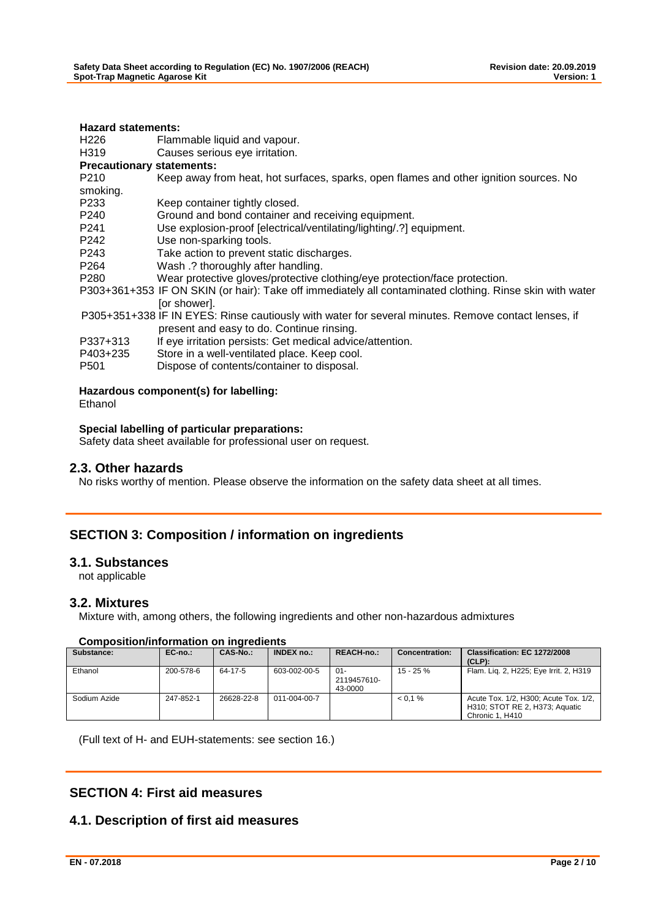**Hazard statements:**

| | |
|---|---|
| H226 | Flammable liquid and vapour. |
| H319 | Causes serious eye irritation. |

**Precautionary statements:**

| | |
|---|---|
| P210 | Keep away from heat, hot surfaces, sparks, open flames and other ignition sources. No smoking. |
| P233 | Keep container tightly closed. |
| P240 | Ground and bond container and receiving equipment. |
| P241 | Use explosion-proof [electrical/ventilating/lighting/.?] equipment. |
| P242 | Use non-sparking tools. |
| P243 | Take action to prevent static discharges. |
| P264 | Wash .? thoroughly after handling. |
| P280 | Wear protective gloves/protective clothing/eye protection/face protection. |
| P303+361+353 | IF ON SKIN (or hair): Take off immediately all contaminated clothing. Rinse skin with water [or shower]. |
| P305+351+338 | IF IN EYES: Rinse cautiously with water for several minutes. Remove contact lenses, if present and easy to do. Continue rinsing. |
| P337+313 | If eye irritation persists: Get medical advice/attention. |
| P403+235 | Store in a well-ventilated place. Keep cool. |
| P501 | Dispose of contents/container to disposal. |

**Hazardous component(s) for labelling:**

Ethanol

**Special labelling of particular preparations:**

Safety data sheet available for professional user on request.

## 2.3. Other hazards

No risks worthy of mention. Please observe the information on the safety data sheet at all times.

# SECTION 3: Composition / information on ingredients

## 3.1. Substances

not applicable

## 3.2. Mixtures

Mixture with, among others, the following ingredients and other non-hazardous admixtures

**Composition/information on ingredients**

| Substance: | EC-no.: | CAS-No.: | INDEX no.: | REACH-no.: | Concentration: | Classification: EC 1272/2008 (CLP): |
|---|---|---|---|---|---|---|
| Ethanol | 200-578-6 | 64-17-5 | 603-002-00-5 | 01-2119457610-43-0000 | 15 - 25 % | Flam. Liq. 2, H225; Eye Irrit. 2, H319 |
| Sodium Azide | 247-852-1 | 26628-22-8 | 011-004-00-7 | | < 0,1 % | Acute Tox. 1/2, H300; Acute Tox. 1/2, H310; STOT RE 2, H373; Aquatic Chronic 1, H410 |

(Full text of H- and EUH-statements: see section 16.)

# SECTION 4: First aid measures

## 4.1. Description of first aid measures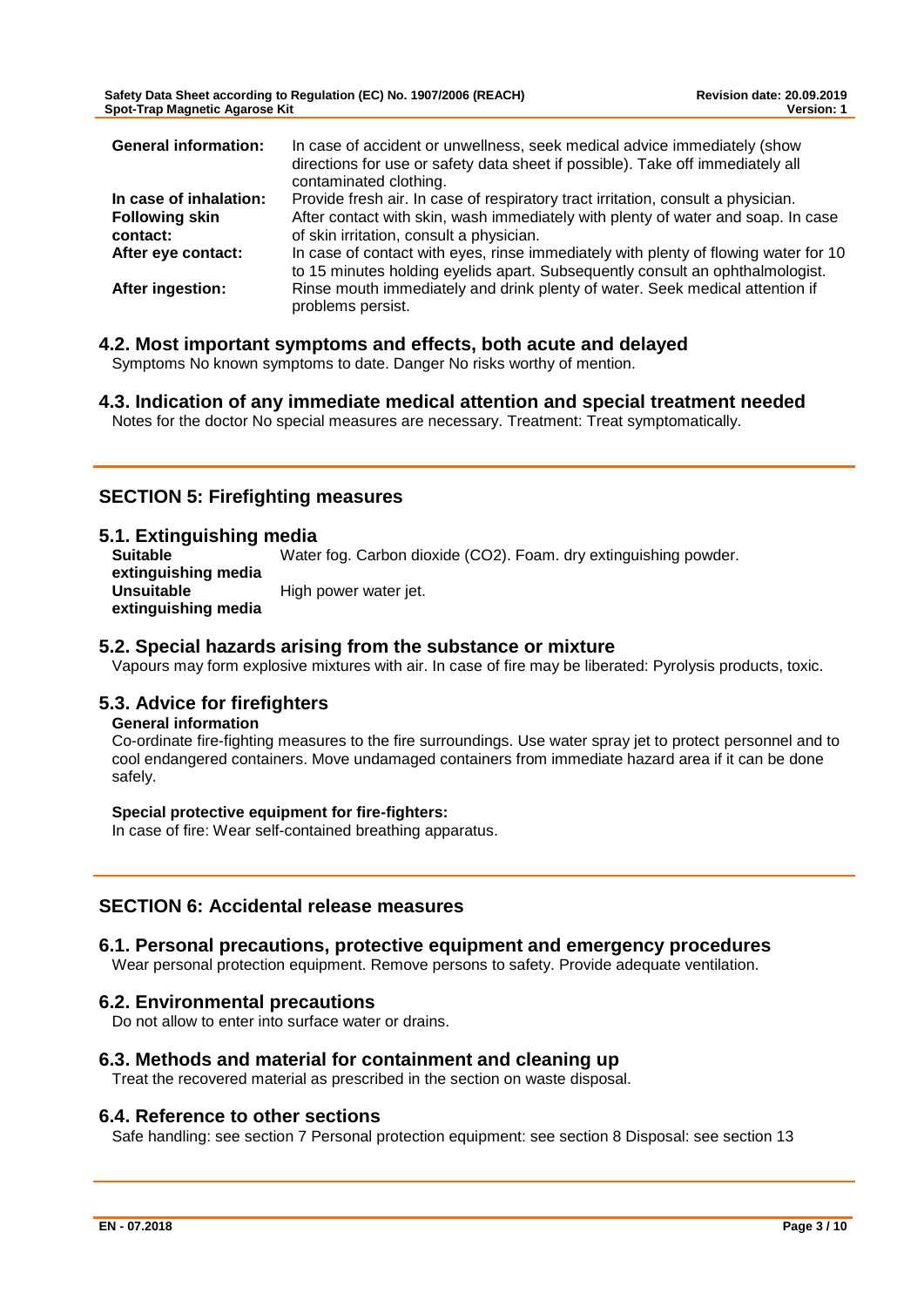| | |
|---|---|
| **General information:** | In case of accident or unwellness, seek medical advice immediately (show directions for use or safety data sheet if possible). Take off immediately all contaminated clothing. |
| **In case of inhalation:** | Provide fresh air. In case of respiratory tract irritation, consult a physician. |
| **Following skin contact:** | After contact with skin, wash immediately with plenty of water and soap. In case of skin irritation, consult a physician. |
| **After eye contact:** | In case of contact with eyes, rinse immediately with plenty of flowing water for 10 to 15 minutes holding eyelids apart. Subsequently consult an ophthalmologist. |
| **After ingestion:** | Rinse mouth immediately and drink plenty of water. Seek medical attention if problems persist. |

### 4.2. Most important symptoms and effects, both acute and delayed

Symptoms No known symptoms to date. Danger No risks worthy of mention.

### 4.3. Indication of any immediate medical attention and special treatment needed

Notes for the doctor No special measures are necessary. Treatment: Treat symptomatically.

## SECTION 5: Firefighting measures

### 5.1. Extinguishing media

| | |
|---|---|
| **Suitable extinguishing media** | Water fog. Carbon dioxide ($CO_2$). Foam. dry extinguishing powder. |
| **Unsuitable extinguishing media** | High power water jet. |

### 5.2. Special hazards arising from the substance or mixture

Vapours may form explosive mixtures with air. In case of fire may be liberated: Pyrolysis products, toxic.

### 5.3. Advice for firefighters

**General information**

Co-ordinate fire-fighting measures to the fire surroundings. Use water spray jet to protect personnel and to cool endangered containers. Move undamaged containers from immediate hazard area if it can be done safely.

**Special protective equipment for fire-fighters:**

In case of fire: Wear self-contained breathing apparatus.

## SECTION 6: Accidental release measures

### 6.1. Personal precautions, protective equipment and emergency procedures

Wear personal protection equipment. Remove persons to safety. Provide adequate ventilation.

### 6.2. Environmental precautions

Do not allow to enter into surface water or drains.

### 6.3. Methods and material for containment and cleaning up

Treat the recovered material as prescribed in the section on waste disposal.

### 6.4. Reference to other sections

Safe handling: see section 7 Personal protection equipment: see section 8 Disposal: see section 13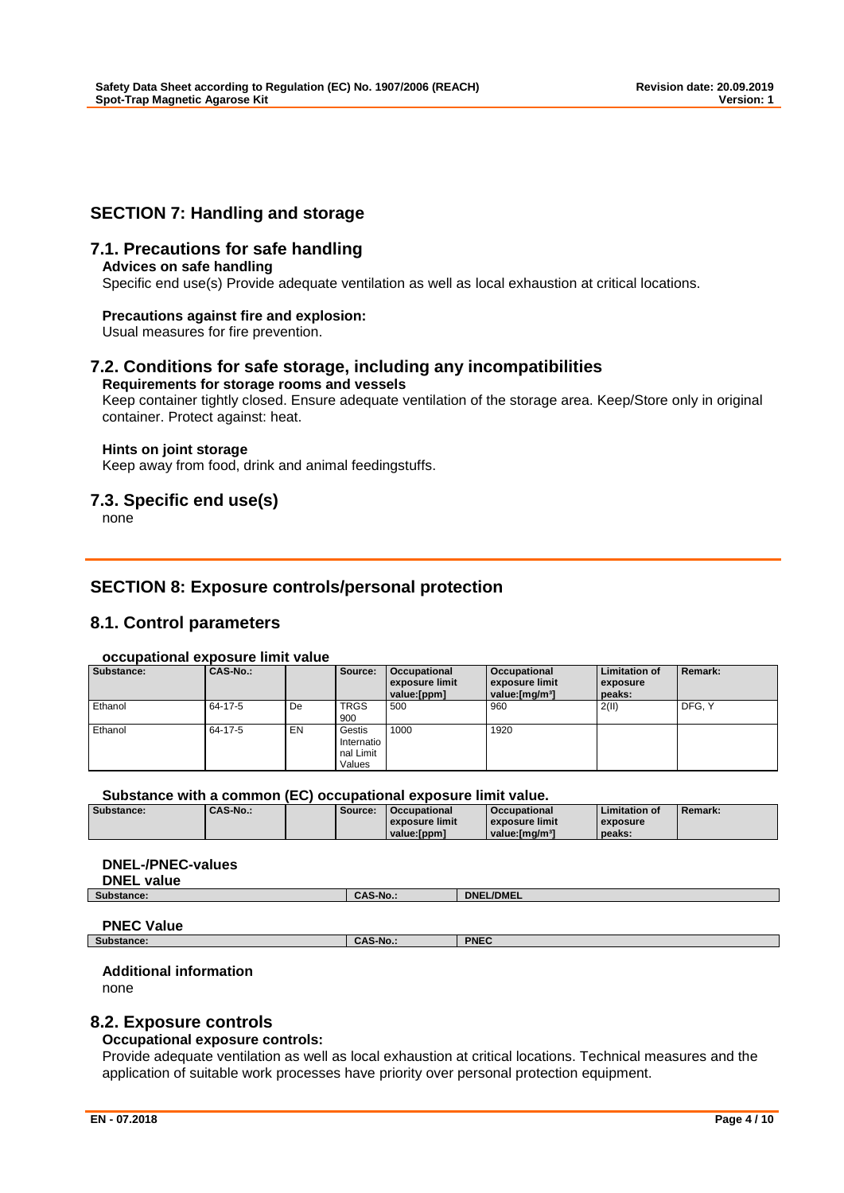## SECTION 7: Handling and storage

### 7.1. Precautions for safe handling

**Advices on safe handling**

Specific end use(s) Provide adequate ventilation as well as local exhaustion at critical locations.

**Precautions against fire and explosion:**

Usual measures for fire prevention.

### 7.2. Conditions for safe storage, including any incompatibilities

**Requirements for storage rooms and vessels**

Keep container tightly closed. Ensure adequate ventilation of the storage area. Keep/Store only in original container. Protect against: heat.

**Hints on joint storage**

Keep away from food, drink and animal feedingstuffs.

### 7.3. Specific end use(s)

none

## SECTION 8: Exposure controls/personal protection

### 8.1. Control parameters

**occupational exposure limit value**

| Substance: | CAS-No.: | | Source: | Occupational exposure limit value:[ppm] | Occupational exposure limit value:[mg/m³] | Limitation of exposure peaks: | Remark: |
|---|---|---|---|---|---|---|---|
| Ethanol | 64-17-5 | De | TRGS 900 | 500 | 960 | 2(II) | DFG, Y |
| Ethanol | 64-17-5 | EN | Gestis International Limit Values | 1000 | 1920 | | |

**Substance with a common (EC) occupational exposure limit value.**

| Substance: | CAS-No.: | | Source: | Occupational exposure limit value:[ppm] | Occupational exposure limit value:[mg/m³] | Limitation of exposure peaks: | Remark: |
|---|---|---|---|---|---|---|---|

**DNEL-/PNEC-values**

**DNEL value**

| Substance: | CAS-No.: | DNEL/DMEL |
|---|---|---|

**PNEC Value**

| Substance: | CAS-No.: | PNEC |
|---|---|---|

**Additional information**

none

### 8.2. Exposure controls

**Occupational exposure controls:**

Provide adequate ventilation as well as local exhaustion at critical locations. Technical measures and the application of suitable work processes have priority over personal protection equipment.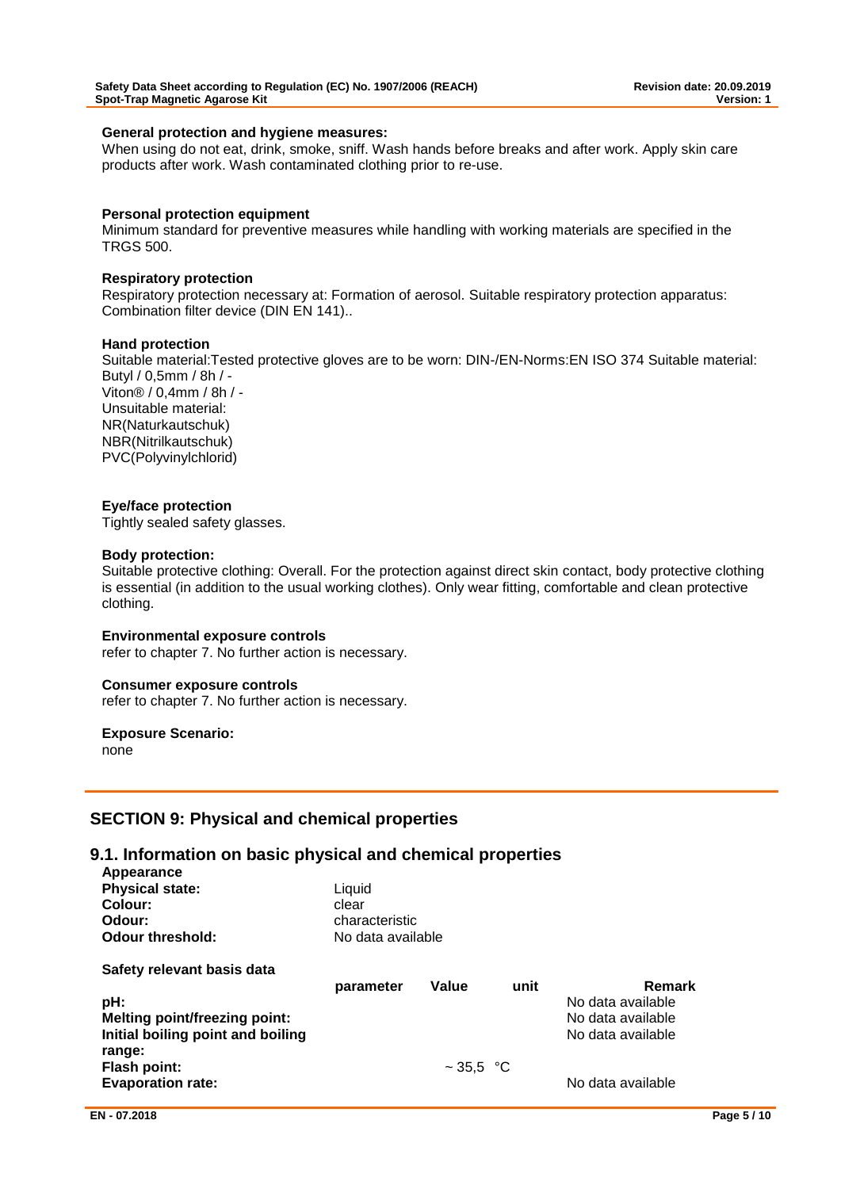**General protection and hygiene measures:**

When using do not eat, drink, smoke, sniff. Wash hands before breaks and after work. Apply skin care products after work. Wash contaminated clothing prior to re-use.

**Personal protection equipment**

Minimum standard for preventive measures while handling with working materials are specified in the TRGS 500.

**Respiratory protection**

Respiratory protection necessary at: Formation of aerosol. Suitable respiratory protection apparatus: Combination filter device (DIN EN 141)..

**Hand protection**

Suitable material:Tested protective gloves are to be worn: DIN-/EN-Norms:EN ISO 374 Suitable material:
Butyl / 0,5mm / 8h / -
Viton® / 0,4mm / 8h / -
Unsuitable material:
NR(Naturkautschuk)
NBR(Nitrilkautschuk)
PVC(Polyvinylchlorid)

**Eye/face protection**

Tightly sealed safety glasses.

**Body protection:**

Suitable protective clothing: Overall. For the protection against direct skin contact, body protective clothing is essential (in addition to the usual working clothes). Only wear fitting, comfortable and clean protective clothing.

**Environmental exposure controls**

refer to chapter 7. No further action is necessary.

**Consumer exposure controls**

refer to chapter 7. No further action is necessary.

**Exposure Scenario:**

none

## SECTION 9: Physical and chemical properties

### 9.1. Information on basic physical and chemical properties

**Appearance**

| | |
|---|---|
| **Physical state:** | Liquid |
| **Colour:** | clear |
| **Odour:** | characteristic |
| **Odour threshold:** | No data available |

**Safety relevant basis data**

| | parameter | Value | unit | Remark |
|---|---|---|---|---|
| **pH:** | | | | No data available |
| **Melting point/freezing point:** | | | | No data available |
| **Initial boiling point and boiling range:** | | | | No data available |
| **Flash point:** | | ~ 35,5 | °C | |
| **Evaporation rate:** | | | | No data available |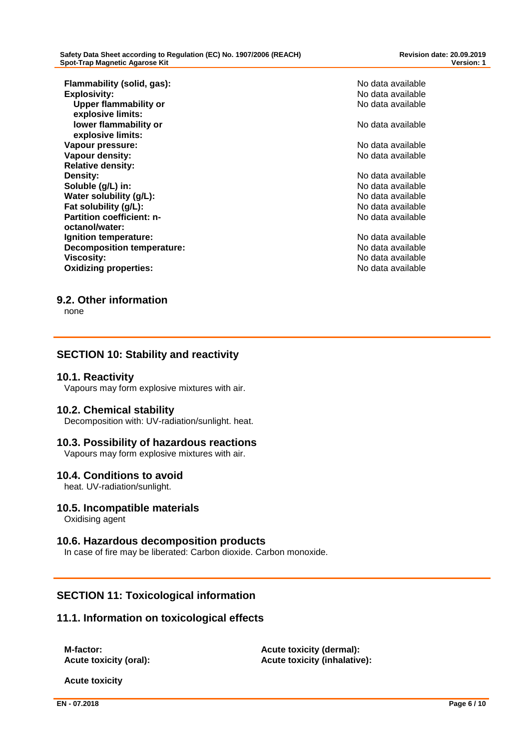| | |
|---|---|
| **Flammability (solid, gas):** | No data available |
| **Explosivity:** | No data available |
| **Upper flammability or explosive limits:** | No data available |
| **lower flammability or explosive limits:** | No data available |
| **Vapour pressure:** | No data available |
| **Vapour density:** | No data available |
| **Relative density:** | |
| **Density:** | No data available |
| **Soluble (g/L) in:** | No data available |
| **Water solubility (g/L):** | No data available |
| **Fat solubility (g/L):** | No data available |
| **Partition coefficient: n-octanol/water:** | No data available |
| **Ignition temperature:** | No data available |
| **Decomposition temperature:** | No data available |
| **Viscosity:** | No data available |
| **Oxidizing properties:** | No data available |

### 9.2. Other information

none

## SECTION 10: Stability and reactivity

### 10.1. Reactivity

Vapours may form explosive mixtures with air.

### 10.2. Chemical stability

Decomposition with: UV-radiation/sunlight. heat.

### 10.3. Possibility of hazardous reactions

Vapours may form explosive mixtures with air.

### 10.4. Conditions to avoid

heat. UV-radiation/sunlight.

### 10.5. Incompatible materials

Oxidising agent

### 10.6. Hazardous decomposition products

In case of fire may be liberated: Carbon dioxide. Carbon monoxide.

## SECTION 11: Toxicological information

### 11.1. Information on toxicological effects

**M-factor:**
**Acute toxicity (oral):**
**Acute toxicity (dermal):**
**Acute toxicity (inhalative):**

**Acute toxicity**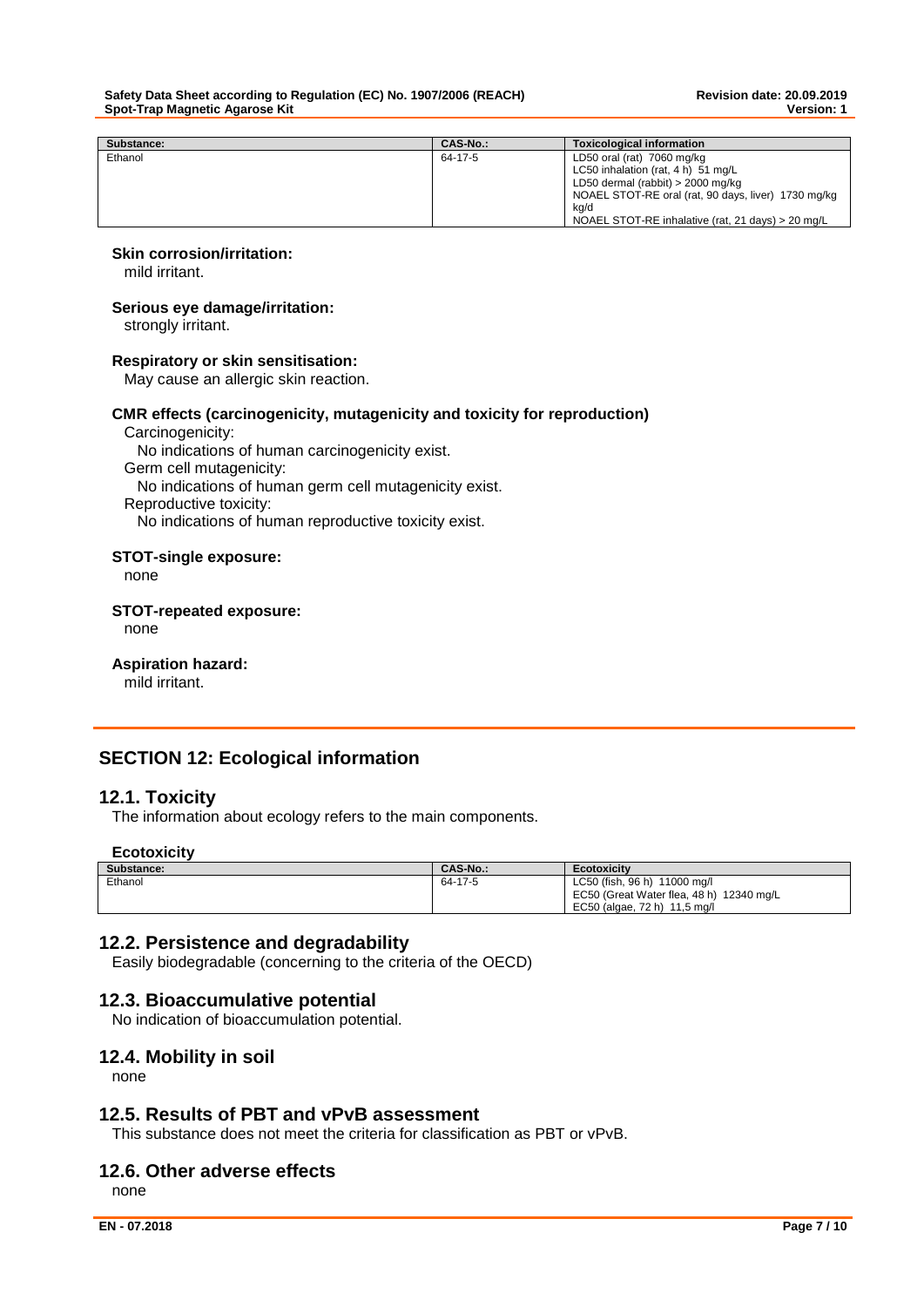| Substance: | CAS-No.: | Toxicological information |
| --- | --- | --- |
| Ethanol | 64-17-5 | LD50 oral (rat) 7060 mg/kg<br>LC50 inhalation (rat, 4 h) 51 mg/L<br>LD50 dermal (rabbit) > 2000 mg/kg<br>NOAEL STOT-RE oral (rat, 90 days, liver) 1730 mg/kg kg/d<br>NOAEL STOT-RE inhalative (rat, 21 days) > 20 mg/L |

**Skin corrosion/irritation:**
mild irritant.

**Serious eye damage/irritation:**
strongly irritant.

**Respiratory or skin sensitisation:**
May cause an allergic skin reaction.

**CMR effects (carcinogenicity, mutagenicity and toxicity for reproduction)**

Carcinogenicity:
No indications of human carcinogenicity exist.
Germ cell mutagenicity:
No indications of human germ cell mutagenicity exist.
Reproductive toxicity:
No indications of human reproductive toxicity exist.

**STOT-single exposure:**
none

**STOT-repeated exposure:**
none

**Aspiration hazard:**
mild irritant.

## SECTION 12: Ecological information

### 12.1. Toxicity

The information about ecology refers to the main components.

**Ecotoxicity**

| Substance: | CAS-No.: | Ecotoxicity |
| --- | --- | --- |
| Ethanol | 64-17-5 | LC50 (fish, 96 h) 11000 mg/l<br>EC50 (Great Water flea, 48 h) 12340 mg/L<br>EC50 (algae, 72 h) 11,5 mg/l |

### 12.2. Persistence and degradability

Easily biodegradable (concerning to the criteria of the OECD)

### 12.3. Bioaccumulative potential

No indication of bioaccumulation potential.

### 12.4. Mobility in soil

none

### 12.5. Results of PBT and vPvB assessment

This substance does not meet the criteria for classification as PBT or vPvB.

### 12.6. Other adverse effects

none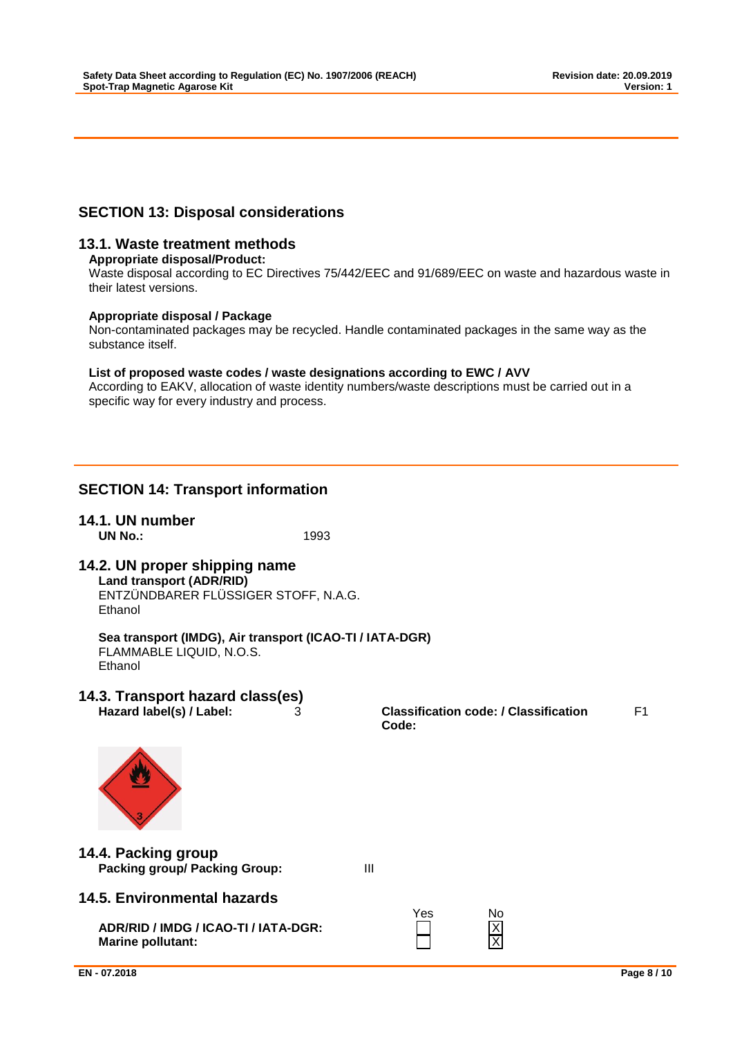## SECTION 13: Disposal considerations

### 13.1. Waste treatment methods

**Appropriate disposal/Product:**

Waste disposal according to EC Directives 75/442/EEC and 91/689/EEC on waste and hazardous waste in their latest versions.

**Appropriate disposal / Package**

Non-contaminated packages may be recycled. Handle contaminated packages in the same way as the substance itself.

**List of proposed waste codes / waste designations according to EWC / AVV**

According to EAKV, allocation of waste identity numbers/waste descriptions must be carried out in a specific way for every industry and process.

## SECTION 14: Transport information

### 14.1. UN number

**UN No.:** 1993

### 14.2. UN proper shipping name

**Land transport (ADR/RID)**

ENTZÜNDBARER FLÜSSIGER STOFF, N.A.G.
Ethanol

**Sea transport (IMDG), Air transport (ICAO-TI / IATA-DGR)**

FLAMMABLE LIQUID, N.O.S.
Ethanol

### 14.3. Transport hazard class(es)

**Hazard label(s) / Label:** 3

**Classification code: / Classification Code:** F1

### 14.4. Packing group

**Packing group/ Packing Group:** III

### 14.5. Environmental hazards

| | Yes | No |
|---|---|---|
| **ADR/RID / IMDG / ICAO-TI / IATA-DGR:** | ☐ | ☒ |
| **Marine pollutant:** | ☐ | ☒ |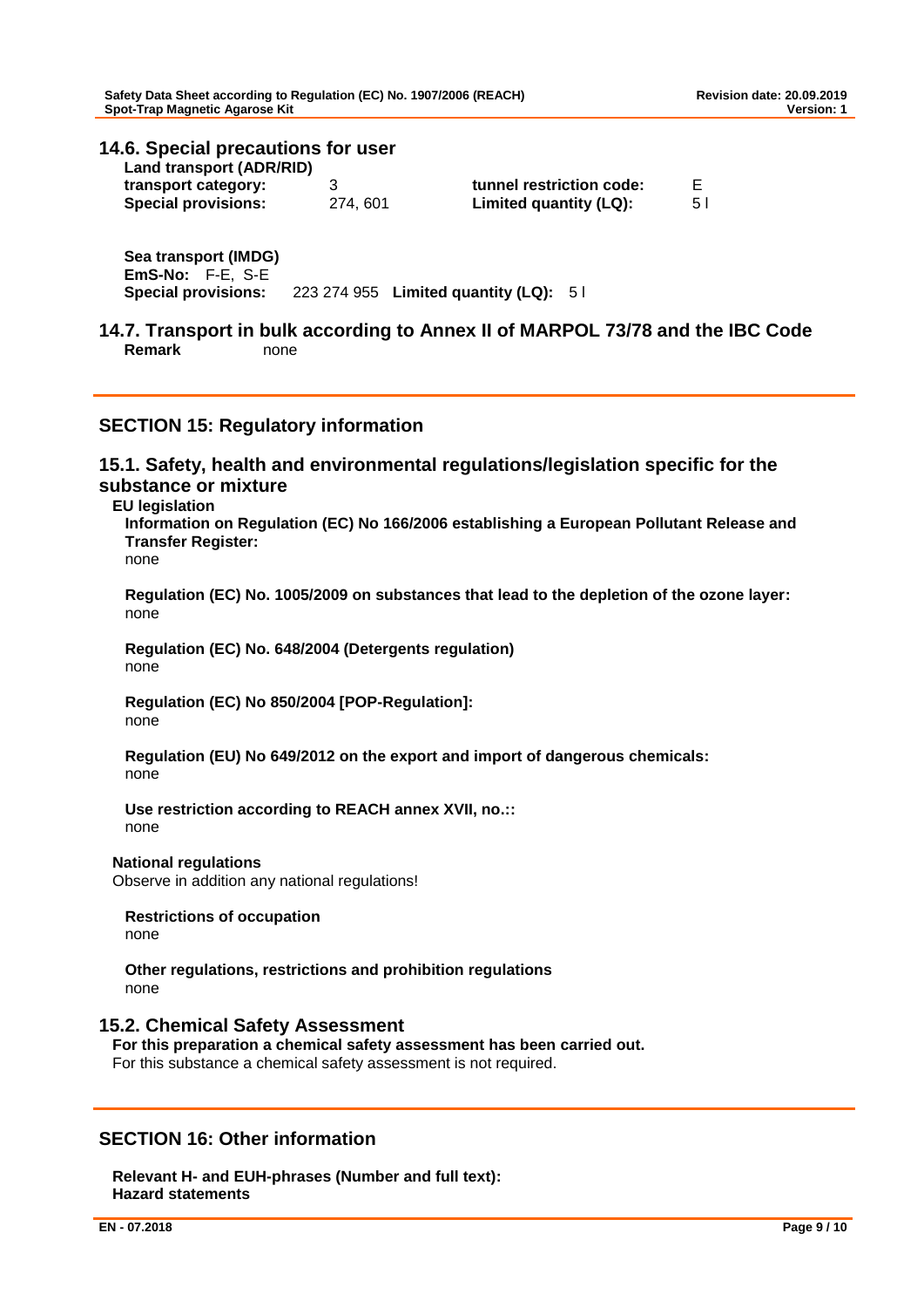## 14.6. Special precautions for user

**Land transport (ADR/RID)**

| | | | |
|---|---|---|---|
| **transport category:** | 3 | **tunnel restriction code:** | E |
| **Special provisions:** | 274, 601 | **Limited quantity (LQ):** | 5 l |

**Sea transport (IMDG)**

**EmS-No:** F-E, S-E

**Special provisions:** 223 274 955 **Limited quantity (LQ):** 5 l

## 14.7. Transport in bulk according to Annex II of MARPOL 73/78 and the IBC Code

**Remark** none

# SECTION 15: Regulatory information

## 15.1. Safety, health and environmental regulations/legislation specific for the substance or mixture

**EU legislation**

**Information on Regulation (EC) No 166/2006 establishing a European Pollutant Release and Transfer Register:**

none

**Regulation (EC) No. 1005/2009 on substances that lead to the depletion of the ozone layer:**

none

**Regulation (EC) No. 648/2004 (Detergents regulation)**

none

**Regulation (EC) No 850/2004 [POP-Regulation]:**

none

**Regulation (EU) No 649/2012 on the export and import of dangerous chemicals:**

none

**Use restriction according to REACH annex XVII, no.::**

none

**National regulations**

Observe in addition any national regulations!

**Restrictions of occupation**

none

**Other regulations, restrictions and prohibition regulations**

none

## 15.2. Chemical Safety Assessment

**For this preparation a chemical safety assessment has been carried out.**

For this substance a chemical safety assessment is not required.

# SECTION 16: Other information

**Relevant H- and EUH-phrases (Number and full text):**

**Hazard statements**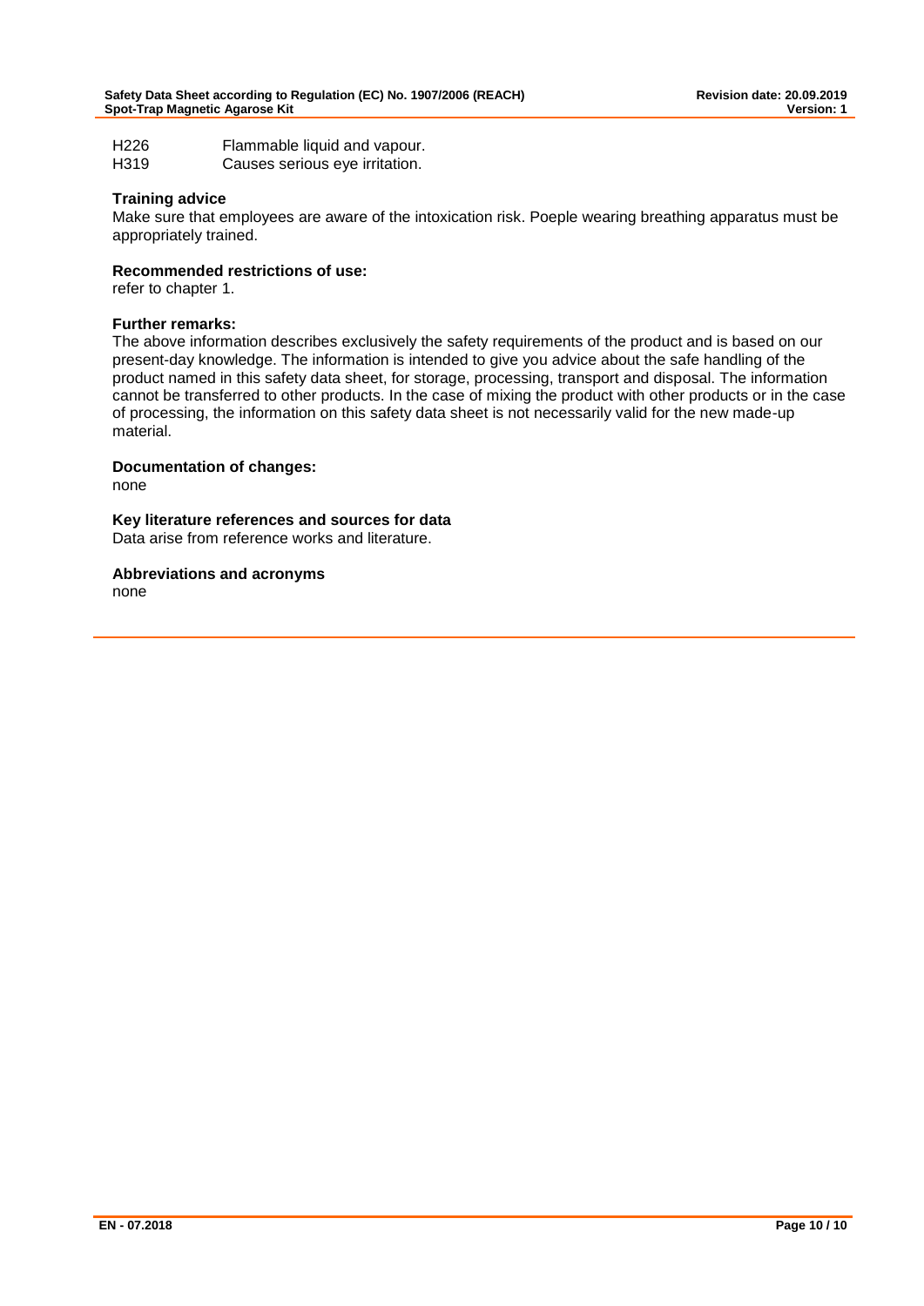H226 Flammable liquid and vapour.
H319 Causes serious eye irritation.

**Training advice**

Make sure that employees are aware of the intoxication risk. Poeple wearing breathing apparatus must be appropriately trained.

**Recommended restrictions of use:**

refer to chapter 1.

**Further remarks:**

The above information describes exclusively the safety requirements of the product and is based on our present-day knowledge. The information is intended to give you advice about the safe handling of the product named in this safety data sheet, for storage, processing, transport and disposal. The information cannot be transferred to other products. In the case of mixing the product with other products or in the case of processing, the information on this safety data sheet is not necessarily valid for the new made-up material.

**Documentation of changes:**

none

**Key literature references and sources for data**

Data arise from reference works and literature.

**Abbreviations and acronyms**

none